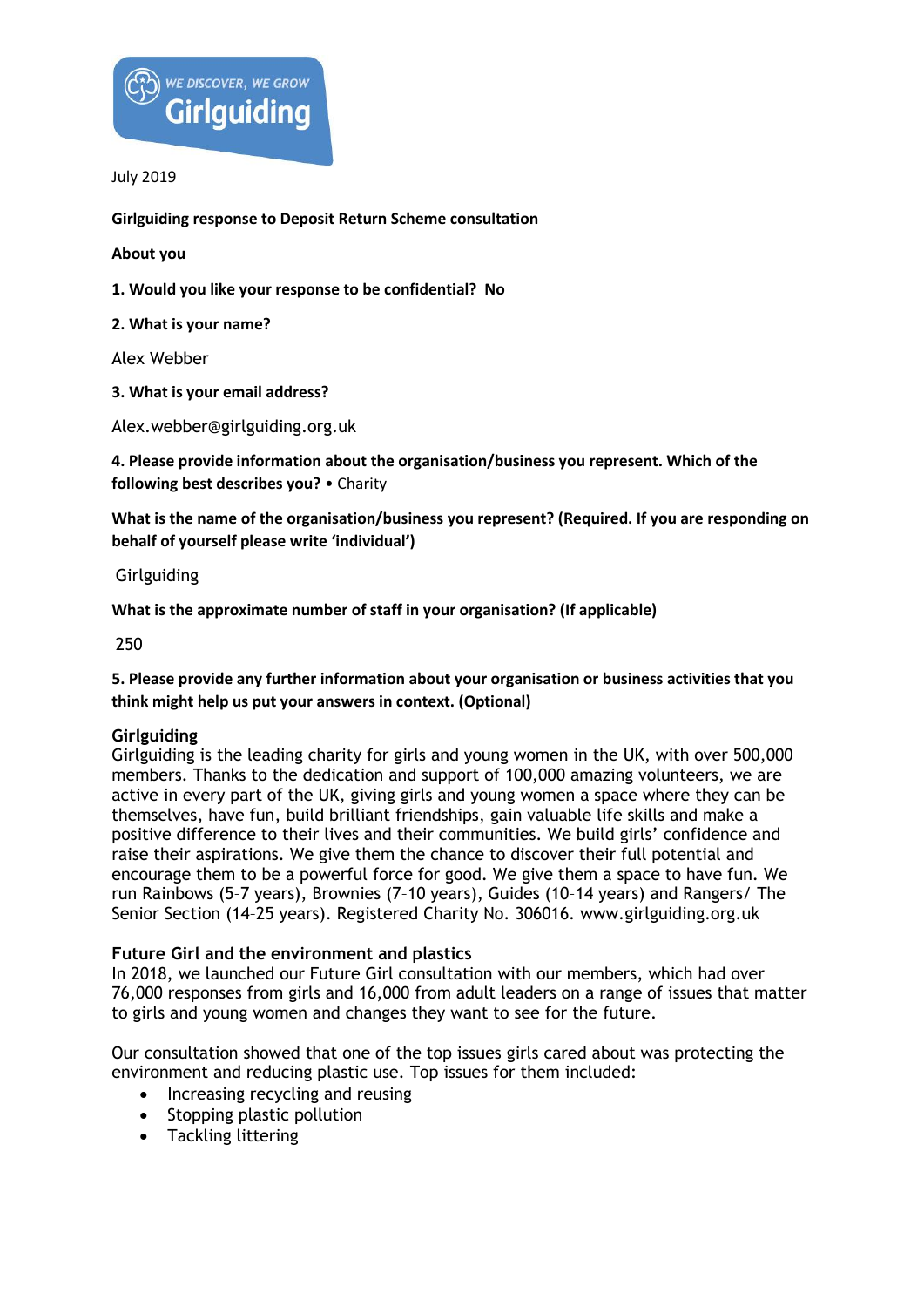July 2019

**Girlguiding response to Deposit Return Scheme consultation**

**About you**

**1. Would you like your response to be confidential? No**

**2. What is your name?**

Alex Webber

**3. What is your email address?**

Alex.webber@girlguiding.org.uk

**4. Please provide information about the organisation/business you represent. Which of the following best describes you?** • Charity

**What is the name of the organisation/business you represent? (Required. If you are responding on behalf of yourself please write 'individual')**

Girlguiding

**What is the approximate number of staff in your organisation? (If applicable)**

250

**5. Please provide any further information about your organisation or business activities that you think might help us put your answers in context. (Optional)**

**Girlguiding**

Girlguiding is the leading charity for girls and young women in the UK, with over 500,000 members. Thanks to the dedication and support of 100,000 amazing volunteers, we are active in every part of the UK, giving girls and young women a space where they can be themselves, have fun, build brilliant friendships, gain valuable life skills and make a positive difference to their lives and their communities. We build girls' confidence and raise their aspirations. We give them the chance to discover their full potential and encourage them to be a powerful force for good. We give them a space to have fun. We run Rainbows (5–7 years), Brownies (7–10 years), Guides (10–14 years) and Rangers/ The Senior Section (14–25 years). Registered Charity No. 306016. www.girlguiding.org.uk

**Future Girl and the environment and plastics**

In 2018, we launched our Future Girl consultation with our members, which had over 76,000 responses from girls and 16,000 from adult leaders on a range of issues that matter to girls and young women and changes they want to see for the future.

Our consultation showed that one of the top issues girls cared about was protecting the environment and reducing plastic use. Top issues for them included:

- Increasing recycling and reusing
- Stopping plastic pollution
- Tackling littering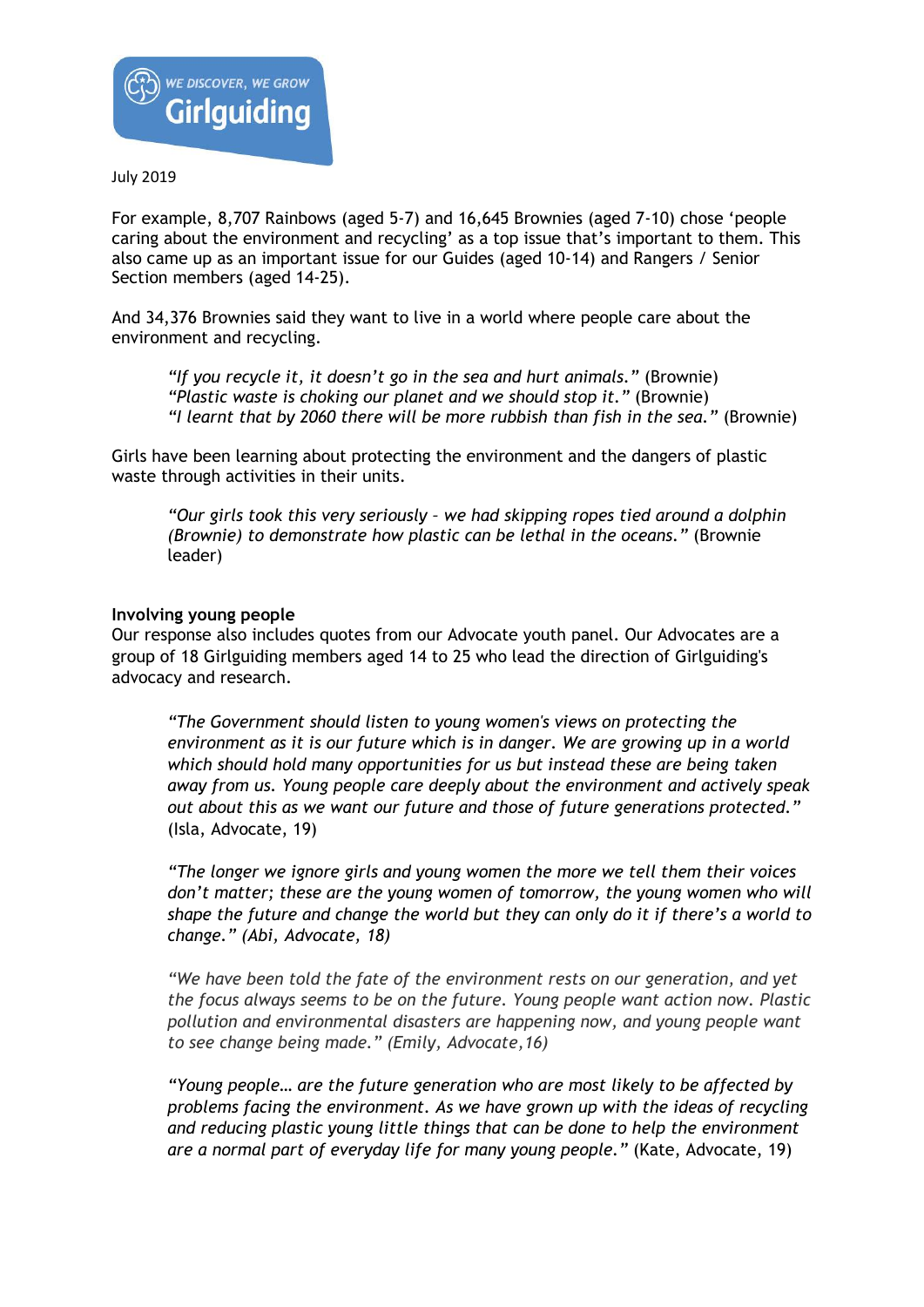July 2019

For example, 8,707 Rainbows (aged 5-7) and 16,645 Brownies (aged 7-10) chose 'people caring about the environment and recycling' as a top issue that's important to them. This also came up as an important issue for our Guides (aged 10-14) and Rangers / Senior Section members (aged 14-25).

And 34,376 Brownies said they want to live in a world where people care about the environment and recycling.

> *"If you recycle it, it doesn't go in the sea and hurt animals."* (Brownie)
> *"Plastic waste is choking our planet and we should stop it."* (Brownie)
> *"I learnt that by 2060 there will be more rubbish than fish in the sea."* (Brownie)

Girls have been learning about protecting the environment and the dangers of plastic waste through activities in their units.

> *"Our girls took this very seriously – we had skipping ropes tied around a dolphin (Brownie) to demonstrate how plastic can be lethal in the oceans."* (Brownie leader)

**Involving young people**

Our response also includes quotes from our Advocate youth panel. Our Advocates are a group of 18 Girlguiding members aged 14 to 25 who lead the direction of Girlguiding's advocacy and research.

> *"The Government should listen to young women's views on protecting the environment as it is our future which is in danger. We are growing up in a world which should hold many opportunities for us but instead these are being taken away from us. Young people care deeply about the environment and actively speak out about this as we want our future and those of future generations protected."* (Isla, Advocate, 19)

> *"The longer we ignore girls and young women the more we tell them their voices don't matter; these are the young women of tomorrow, the young women who will shape the future and change the world but they can only do it if there's a world to change." (Abi, Advocate, 18)*

> *"We have been told the fate of the environment rests on our generation, and yet the focus always seems to be on the future. Young people want action now. Plastic pollution and environmental disasters are happening now, and young people want to see change being made." (Emily, Advocate, 16)*

> *"Young people… are the future generation who are most likely to be affected by problems facing the environment. As we have grown up with the ideas of recycling and reducing plastic young little things that can be done to help the environment are a normal part of everyday life for many young people."* (Kate, Advocate, 19)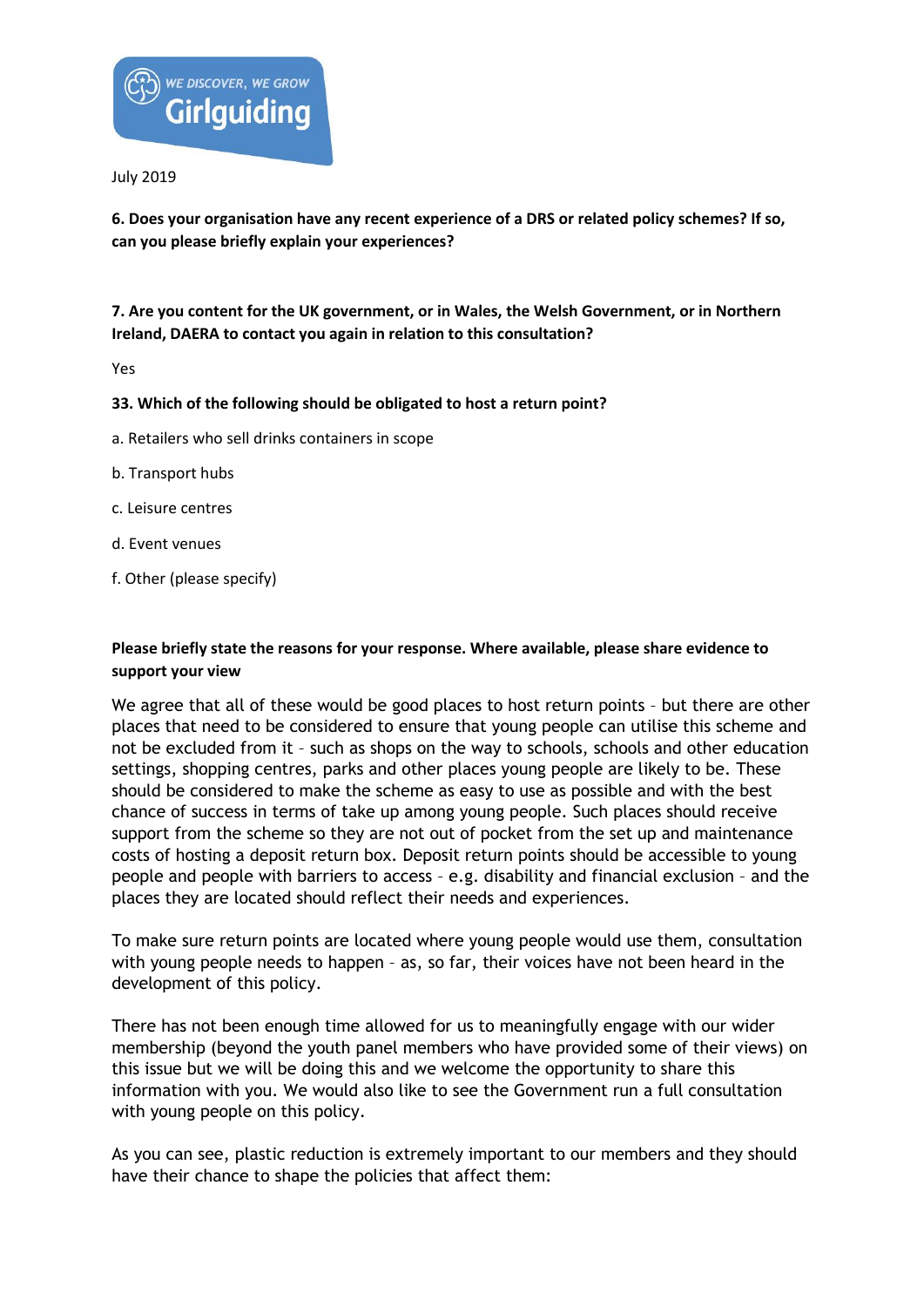Girlguiding — WE DISCOVER, WE GROW

July 2019

**6. Does your organisation have any recent experience of a DRS or related policy schemes? If so, can you please briefly explain your experiences?**

**7. Are you content for the UK government, or in Wales, the Welsh Government, or in Northern Ireland, DAERA to contact you again in relation to this consultation?**

Yes

**33. Which of the following should be obligated to host a return point?**

a. Retailers who sell drinks containers in scope

b. Transport hubs

c. Leisure centres

d. Event venues

f. Other (please specify)

**Please briefly state the reasons for your response. Where available, please share evidence to support your view**

We agree that all of these would be good places to host return points – but there are other places that need to be considered to ensure that young people can utilise this scheme and not be excluded from it – such as shops on the way to schools, schools and other education settings, shopping centres, parks and other places young people are likely to be. These should be considered to make the scheme as easy to use as possible and with the best chance of success in terms of take up among young people. Such places should receive support from the scheme so they are not out of pocket from the set up and maintenance costs of hosting a deposit return box. Deposit return points should be accessible to young people and people with barriers to access – e.g. disability and financial exclusion – and the places they are located should reflect their needs and experiences.

To make sure return points are located where young people would use them, consultation with young people needs to happen – as, so far, their voices have not been heard in the development of this policy.

There has not been enough time allowed for us to meaningfully engage with our wider membership (beyond the youth panel members who have provided some of their views) on this issue but we will be doing this and we welcome the opportunity to share this information with you. We would also like to see the Government run a full consultation with young people on this policy.

As you can see, plastic reduction is extremely important to our members and they should have their chance to shape the policies that affect them: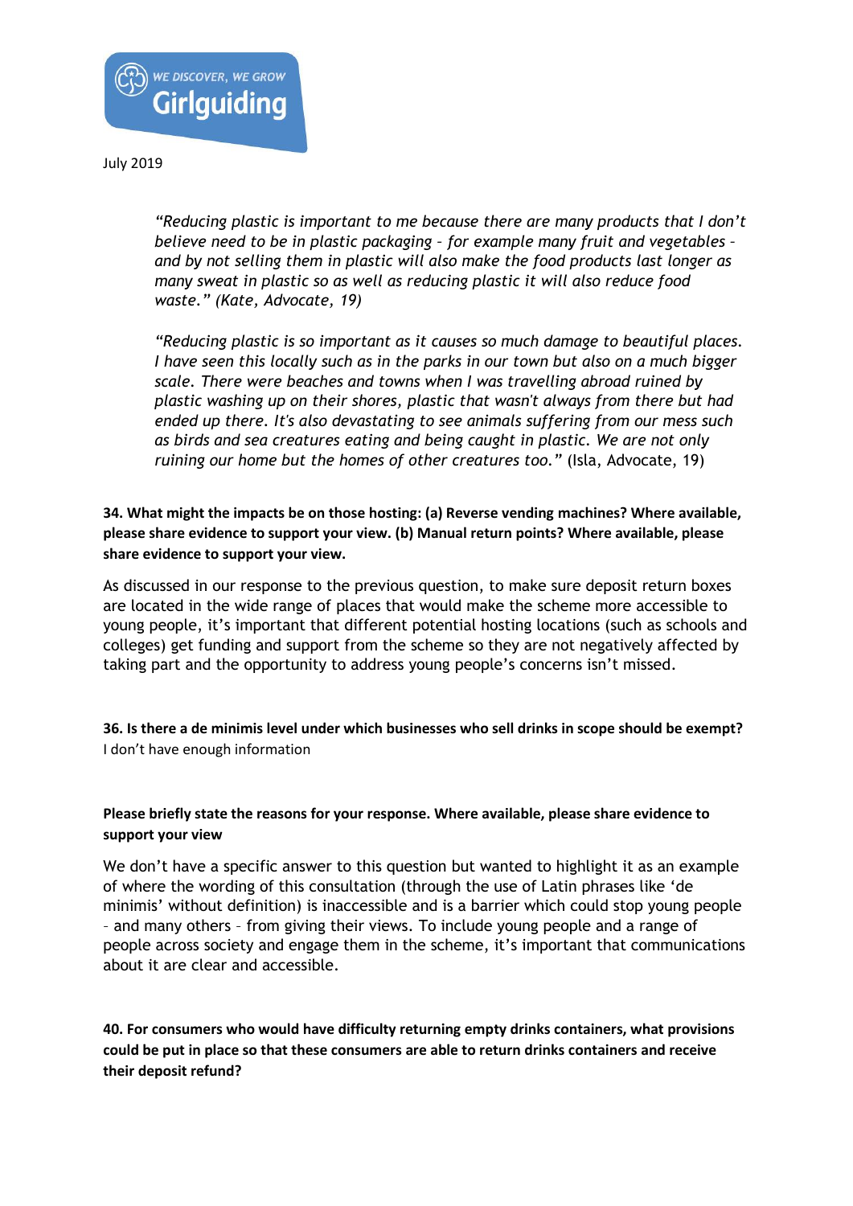July 2019

> *"Reducing plastic is important to me because there are many products that I don't believe need to be in plastic packaging – for example many fruit and vegetables – and by not selling them in plastic will also make the food products last longer as many sweat in plastic so as well as reducing plastic it will also reduce food waste." (Kate, Advocate, 19)*

> *"Reducing plastic is so important as it causes so much damage to beautiful places. I have seen this locally such as in the parks in our town but also on a much bigger scale. There were beaches and towns when I was travelling abroad ruined by plastic washing up on their shores, plastic that wasn't always from there but had ended up there. It's also devastating to see animals suffering from our mess such as birds and sea creatures eating and being caught in plastic. We are not only ruining our home but the homes of other creatures too."* (Isla, Advocate, 19)

**34. What might the impacts be on those hosting: (a) Reverse vending machines? Where available, please share evidence to support your view. (b) Manual return points? Where available, please share evidence to support your view.**

As discussed in our response to the previous question, to make sure deposit return boxes are located in the wide range of places that would make the scheme more accessible to young people, it's important that different potential hosting locations (such as schools and colleges) get funding and support from the scheme so they are not negatively affected by taking part and the opportunity to address young people's concerns isn't missed.

**36. Is there a de minimis level under which businesses who sell drinks in scope should be exempt?**
I don't have enough information

**Please briefly state the reasons for your response. Where available, please share evidence to support your view**

We don't have a specific answer to this question but wanted to highlight it as an example of where the wording of this consultation (through the use of Latin phrases like 'de minimis' without definition) is inaccessible and is a barrier which could stop young people – and many others – from giving their views. To include young people and a range of people across society and engage them in the scheme, it's important that communications about it are clear and accessible.

**40. For consumers who would have difficulty returning empty drinks containers, what provisions could be put in place so that these consumers are able to return drinks containers and receive their deposit refund?**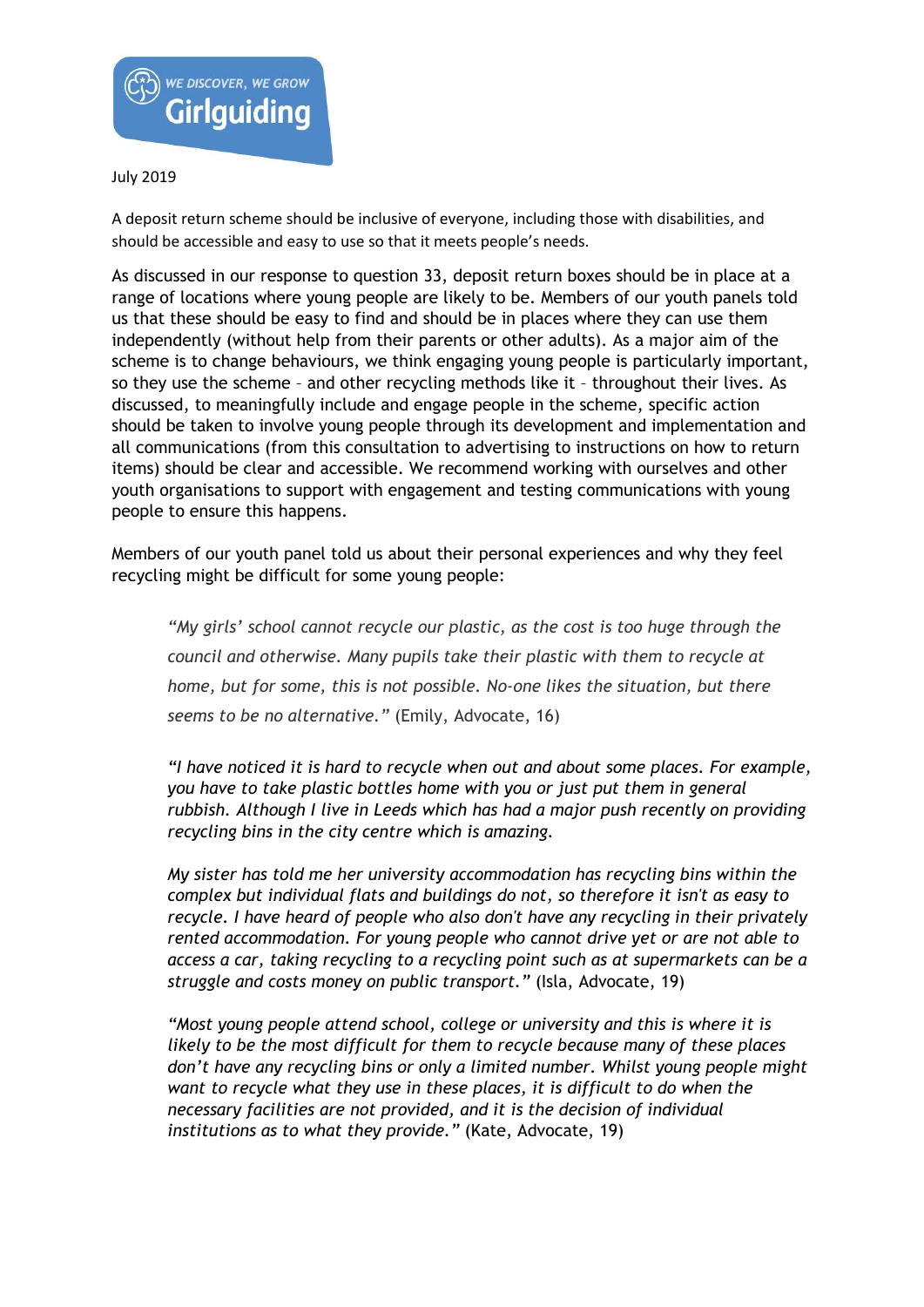July 2019

A deposit return scheme should be inclusive of everyone, including those with disabilities, and should be accessible and easy to use so that it meets people's needs.

As discussed in our response to question 33, deposit return boxes should be in place at a range of locations where young people are likely to be. Members of our youth panels told us that these should be easy to find and should be in places where they can use them independently (without help from their parents or other adults). As a major aim of the scheme is to change behaviours, we think engaging young people is particularly important, so they use the scheme – and other recycling methods like it – throughout their lives. As discussed, to meaningfully include and engage people in the scheme, specific action should be taken to involve young people through its development and implementation and all communications (from this consultation to advertising to instructions on how to return items) should be clear and accessible. We recommend working with ourselves and other youth organisations to support with engagement and testing communications with young people to ensure this happens.

Members of our youth panel told us about their personal experiences and why they feel recycling might be difficult for some young people:

> *"My girls' school cannot recycle our plastic, as the cost is too huge through the council and otherwise. Many pupils take their plastic with them to recycle at home, but for some, this is not possible. No-one likes the situation, but there seems to be no alternative."* (Emily, Advocate, 16)

> *"I have noticed it is hard to recycle when out and about some places. For example, you have to take plastic bottles home with you or just put them in general rubbish. Although I live in Leeds which has had a major push recently on providing recycling bins in the city centre which is amazing.*
>
> *My sister has told me her university accommodation has recycling bins within the complex but individual flats and buildings do not, so therefore it isn't as easy to recycle. I have heard of people who also don't have any recycling in their privately rented accommodation. For young people who cannot drive yet or are not able to access a car, taking recycling to a recycling point such as at supermarkets can be a struggle and costs money on public transport."* (Isla, Advocate, 19)

> *"Most young people attend school, college or university and this is where it is likely to be the most difficult for them to recycle because many of these places don't have any recycling bins or only a limited number. Whilst young people might want to recycle what they use in these places, it is difficult to do when the necessary facilities are not provided, and it is the decision of individual institutions as to what they provide."* (Kate, Advocate, 19)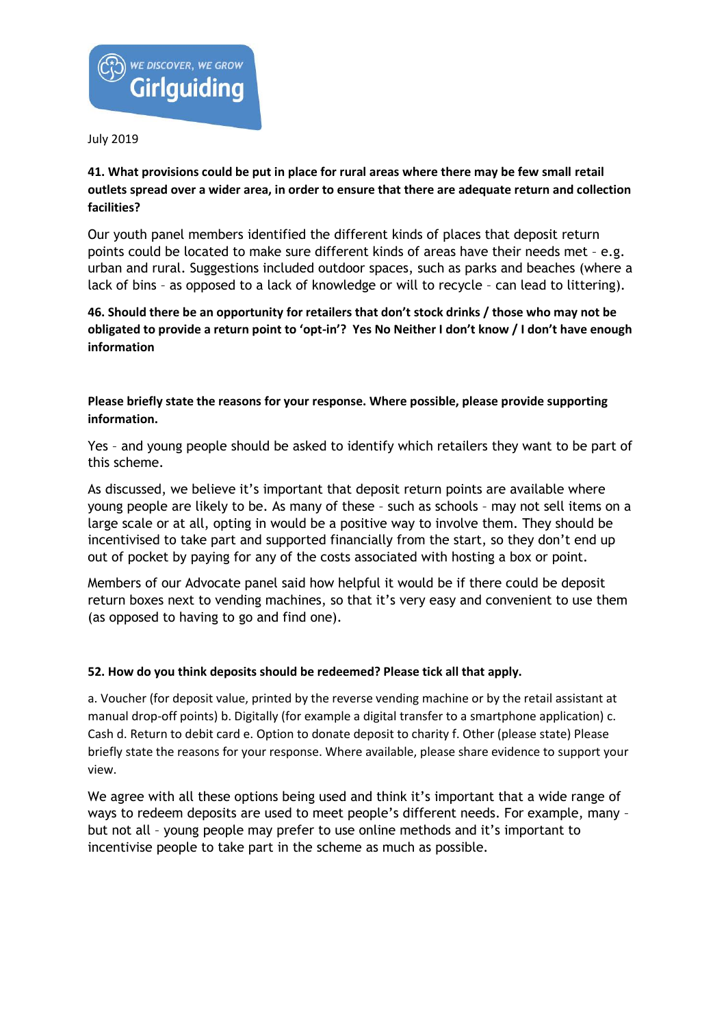July 2019

**41. What provisions could be put in place for rural areas where there may be few small retail outlets spread over a wider area, in order to ensure that there are adequate return and collection facilities?**

Our youth panel members identified the different kinds of places that deposit return points could be located to make sure different kinds of areas have their needs met – e.g. urban and rural. Suggestions included outdoor spaces, such as parks and beaches (where a lack of bins – as opposed to a lack of knowledge or will to recycle – can lead to littering).

**46. Should there be an opportunity for retailers that don't stock drinks / those who may not be obligated to provide a return point to 'opt-in'? Yes No Neither I don't know / I don't have enough information**

**Please briefly state the reasons for your response. Where possible, please provide supporting information.**

Yes – and young people should be asked to identify which retailers they want to be part of this scheme.

As discussed, we believe it's important that deposit return points are available where young people are likely to be. As many of these – such as schools – may not sell items on a large scale or at all, opting in would be a positive way to involve them. They should be incentivised to take part and supported financially from the start, so they don't end up out of pocket by paying for any of the costs associated with hosting a box or point.

Members of our Advocate panel said how helpful it would be if there could be deposit return boxes next to vending machines, so that it's very easy and convenient to use them (as opposed to having to go and find one).

**52. How do you think deposits should be redeemed? Please tick all that apply.**

a. Voucher (for deposit value, printed by the reverse vending machine or by the retail assistant at manual drop-off points) b. Digitally (for example a digital transfer to a smartphone application) c. Cash d. Return to debit card e. Option to donate deposit to charity f. Other (please state) Please briefly state the reasons for your response. Where available, please share evidence to support your view.

We agree with all these options being used and think it's important that a wide range of ways to redeem deposits are used to meet people's different needs. For example, many – but not all – young people may prefer to use online methods and it's important to incentivise people to take part in the scheme as much as possible.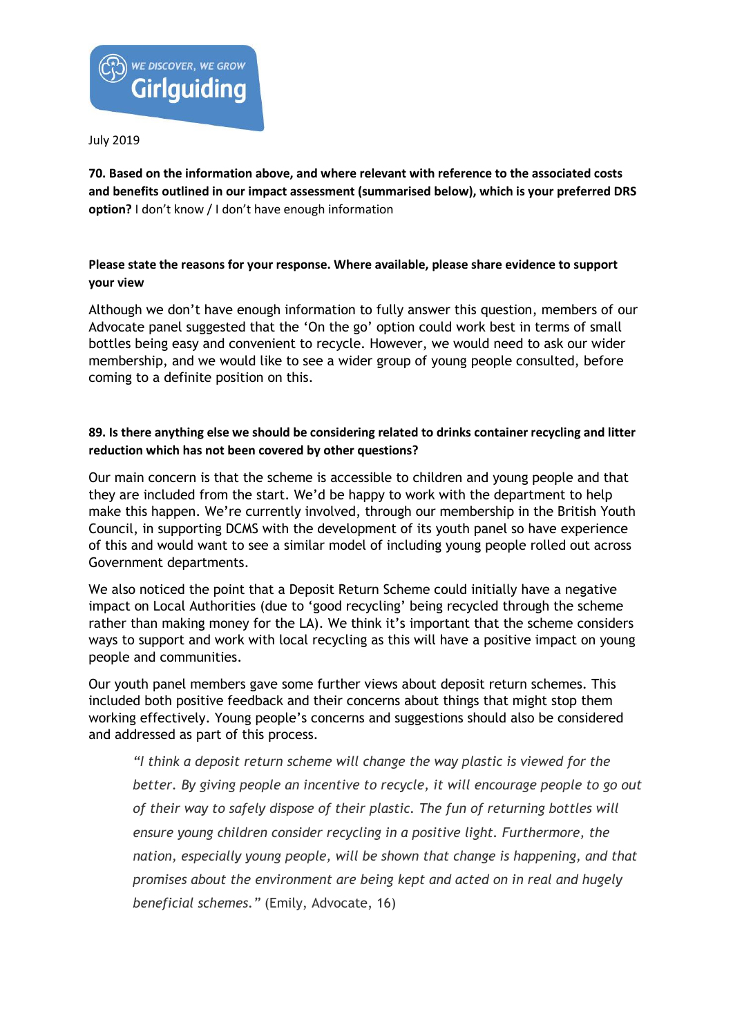**70. Based on the information above, and where relevant with reference to the associated costs and benefits outlined in our impact assessment (summarised below), which is your preferred DRS option?** I don't know / I don't have enough information

**Please state the reasons for your response. Where available, please share evidence to support your view**

Although we don't have enough information to fully answer this question, members of our Advocate panel suggested that the 'On the go' option could work best in terms of small bottles being easy and convenient to recycle. However, we would need to ask our wider membership, and we would like to see a wider group of young people consulted, before coming to a definite position on this.

**89. Is there anything else we should be considering related to drinks container recycling and litter reduction which has not been covered by other questions?**

Our main concern is that the scheme is accessible to children and young people and that they are included from the start. We'd be happy to work with the department to help make this happen. We're currently involved, through our membership in the British Youth Council, in supporting DCMS with the development of its youth panel so have experience of this and would want to see a similar model of including young people rolled out across Government departments.

We also noticed the point that a Deposit Return Scheme could initially have a negative impact on Local Authorities (due to 'good recycling' being recycled through the scheme rather than making money for the LA). We think it's important that the scheme considers ways to support and work with local recycling as this will have a positive impact on young people and communities.

Our youth panel members gave some further views about deposit return schemes. This included both positive feedback and their concerns about things that might stop them working effectively. Young people's concerns and suggestions should also be considered and addressed as part of this process.

> *"I think a deposit return scheme will change the way plastic is viewed for the better. By giving people an incentive to recycle, it will encourage people to go out of their way to safely dispose of their plastic. The fun of returning bottles will ensure young children consider recycling in a positive light. Furthermore, the nation, especially young people, will be shown that change is happening, and that promises about the environment are being kept and acted on in real and hugely beneficial schemes."* (Emily, Advocate, 16)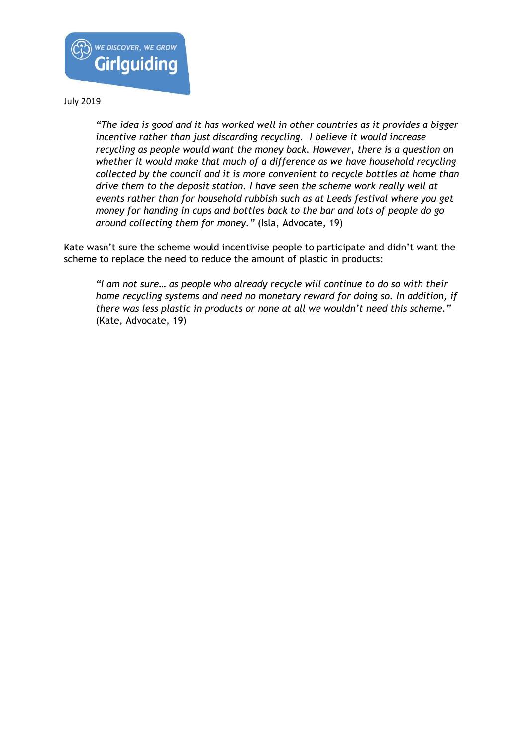July 2019

> *"The idea is good and it has worked well in other countries as it provides a bigger incentive rather than just discarding recycling. I believe it would increase recycling as people would want the money back. However, there is a question on whether it would make that much of a difference as we have household recycling collected by the council and it is more convenient to recycle bottles at home than drive them to the deposit station. I have seen the scheme work really well at events rather than for household rubbish such as at Leeds festival where you get money for handing in cups and bottles back to the bar and lots of people do go around collecting them for money."* (Isla, Advocate, 19)

Kate wasn't sure the scheme would incentivise people to participate and didn't want the scheme to replace the need to reduce the amount of plastic in products:

> *"I am not sure… as people who already recycle will continue to do so with their home recycling systems and need no monetary reward for doing so. In addition, if there was less plastic in products or none at all we wouldn't need this scheme."* (Kate, Advocate, 19)